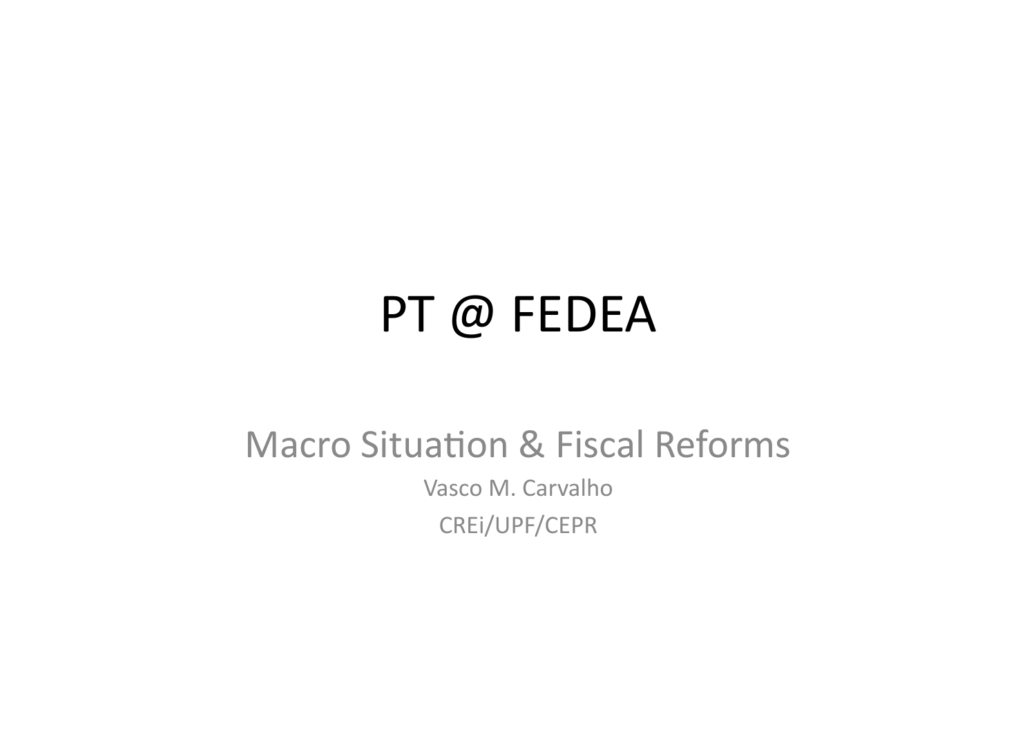# PT @ FEDEA

## Macro Situation & Fiscal Reforms

Vasco M. Carvalho

CREi/UPF/CEPR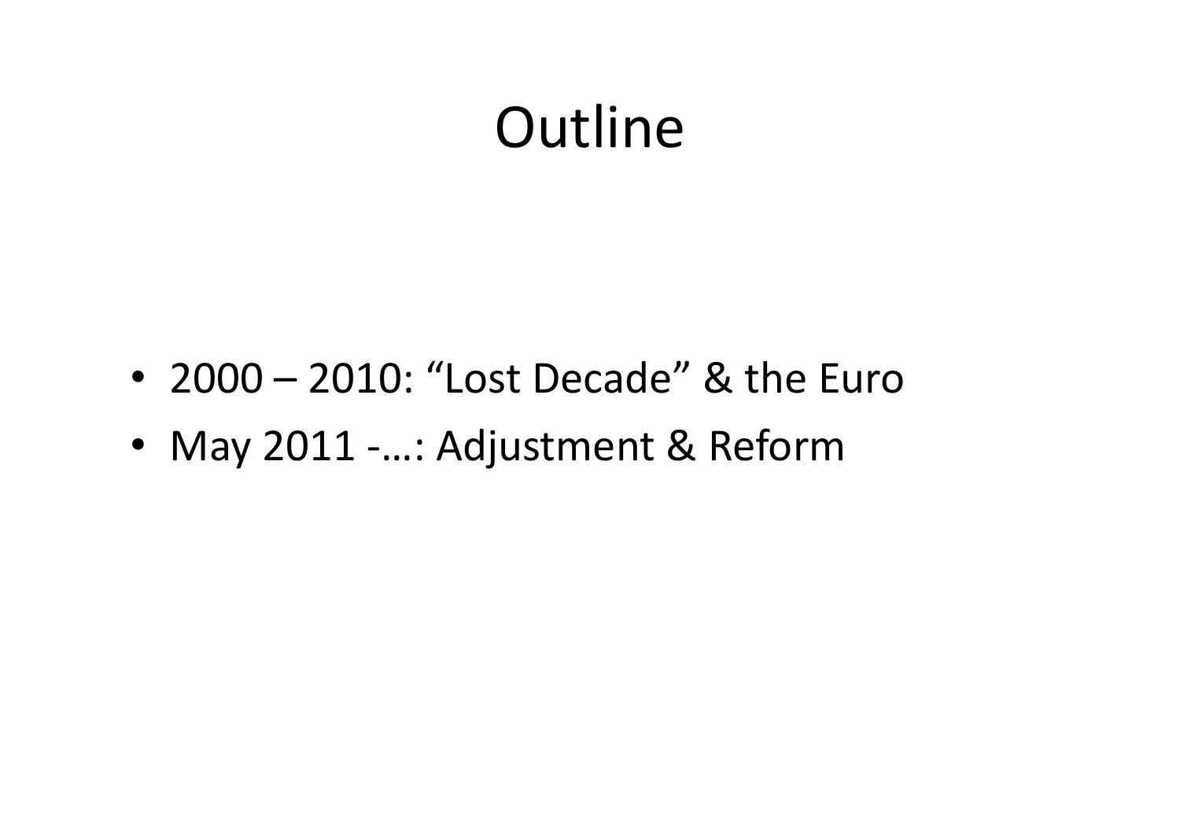# Outline

- 2000 – 2010: “Lost Decade” & the Euro
- May 2011 -…: Adjustment & Reform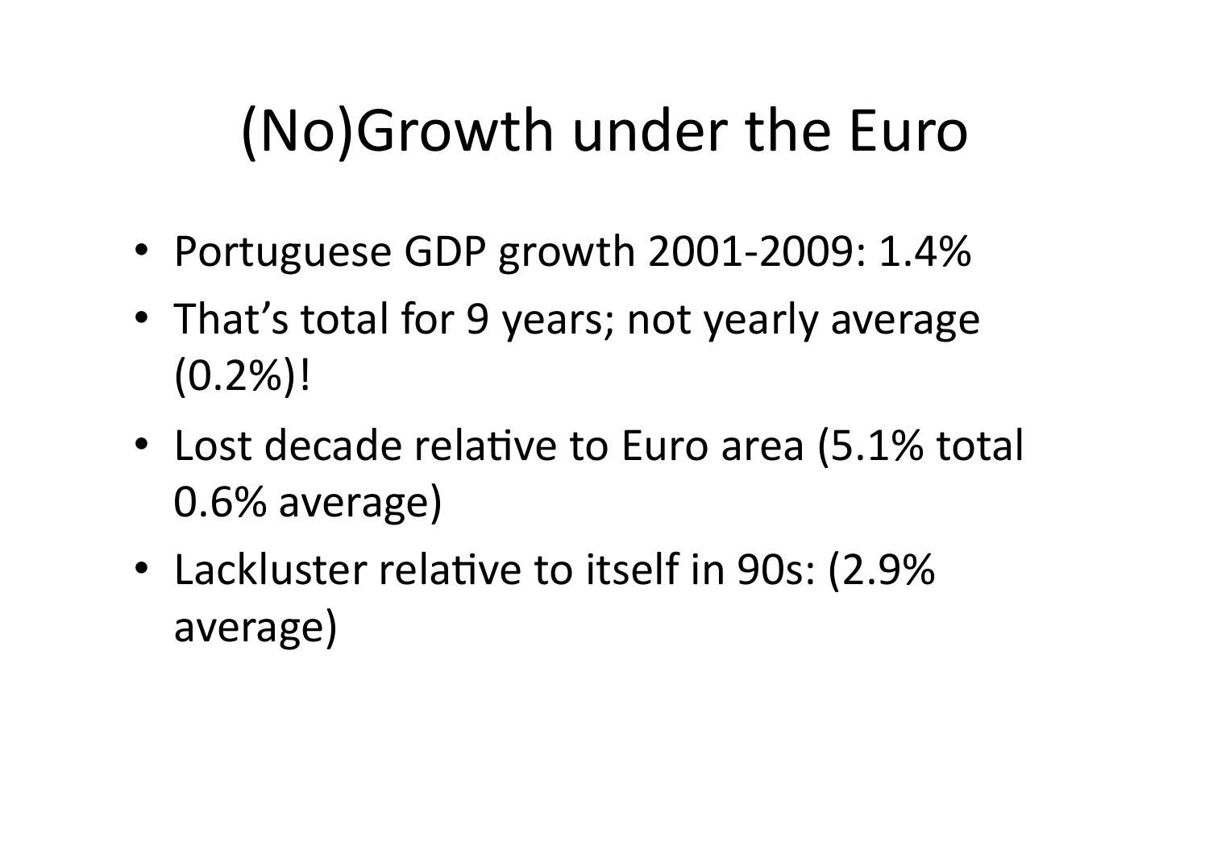# (No)Growth under the Euro

- Portuguese GDP growth 2001-2009: 1.4%
- That's total for 9 years; not yearly average (0.2%)!
- Lost decade relative to Euro area (5.1% total 0.6% average)
- Lackluster relative to itself in 90s: (2.9% average)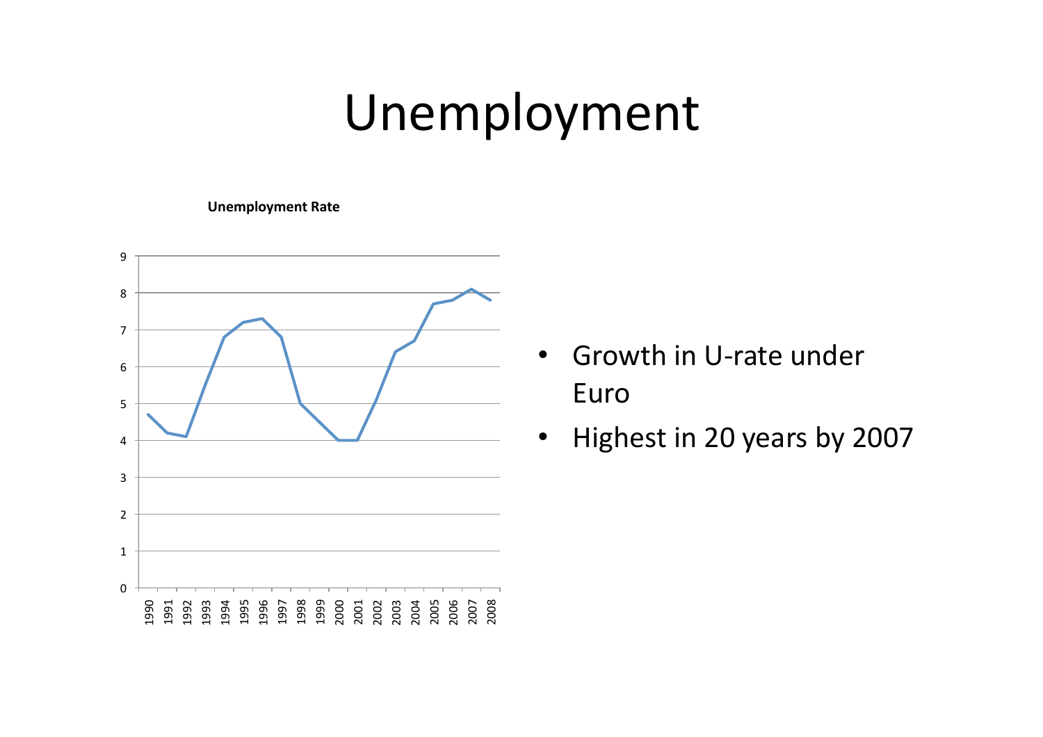# Unemployment

**Unemployment Rate**

- Growth in U-rate under Euro
- Highest in 20 years by 2007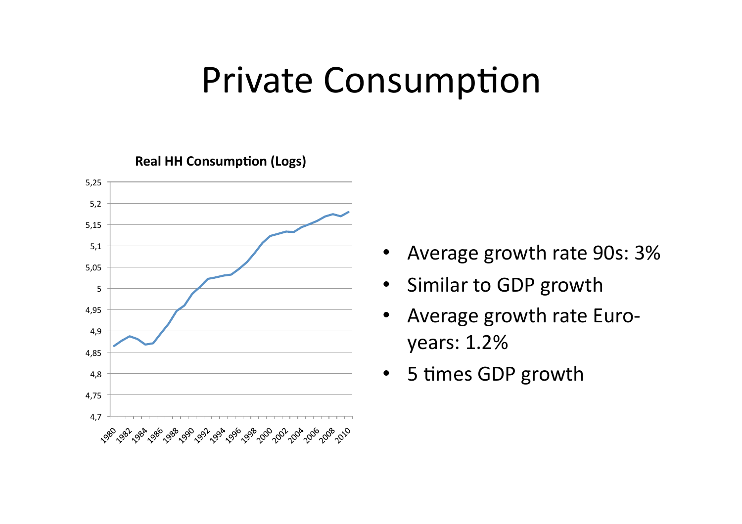# Private Consumption

**Real HH Consumption (Logs)**

- Average growth rate 90s: 3%
- Similar to GDP growth
- Average growth rate Euro-years: 1.2%
- 5 times GDP growth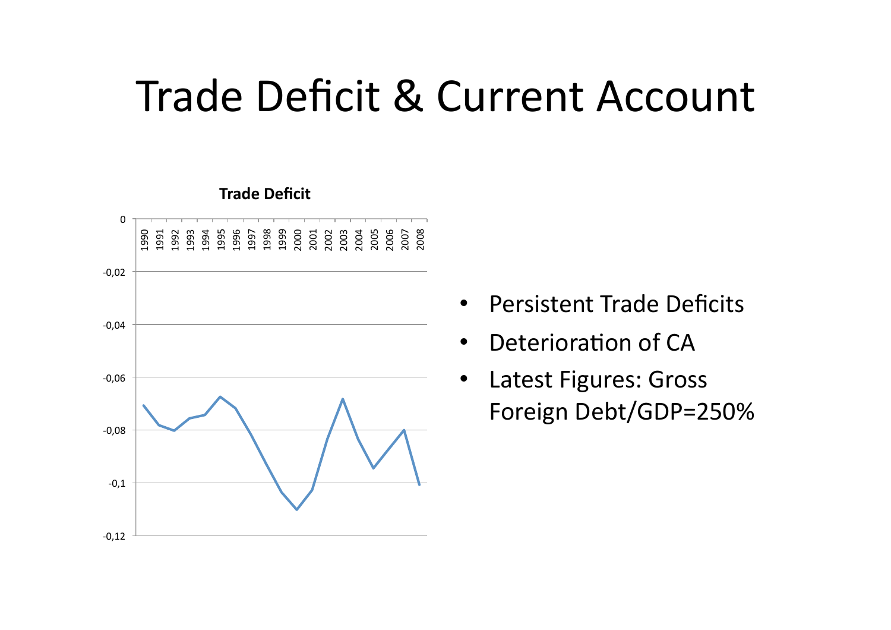# Trade Deficit & Current Account

- Persistent Trade Deficits
- Deterioration of CA
- Latest Figures: Gross Foreign Debt/GDP=250%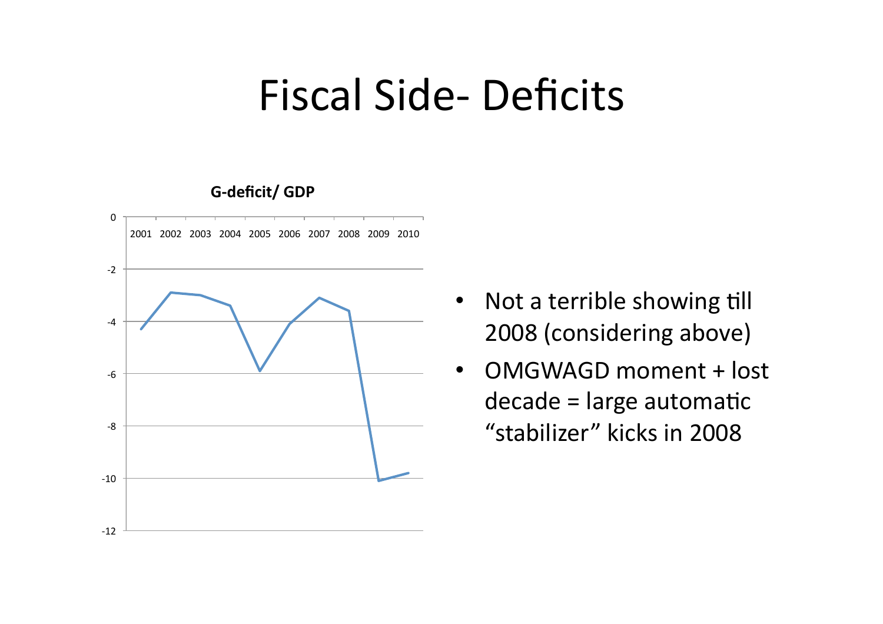# Fiscal Side- Deficits

**G-deficit/ GDP**

- Not a terrible showing till 2008 (considering above)
- OMGWAGD moment + lost decade = large automatic "stabilizer" kicks in 2008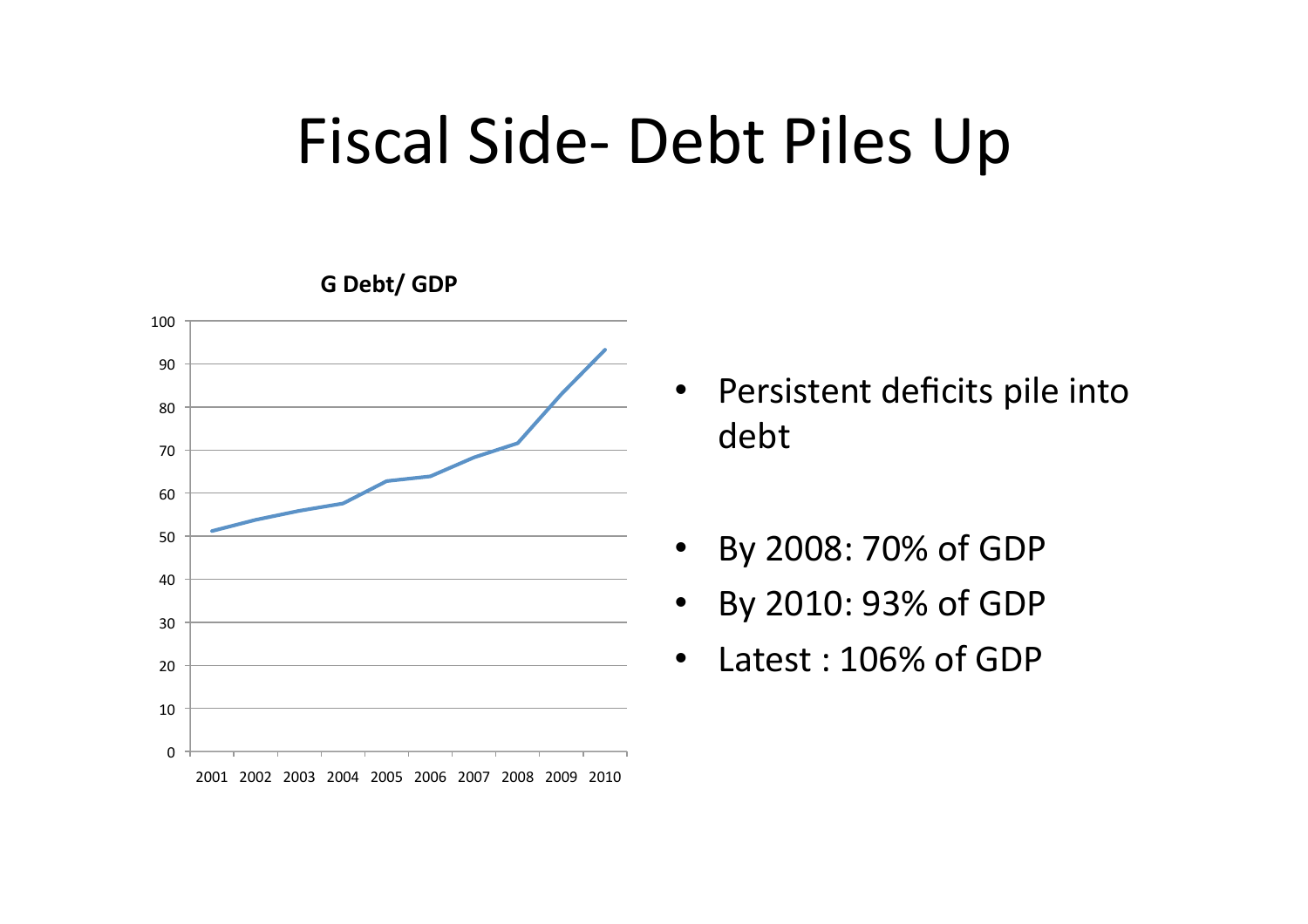# Fiscal Side- Debt Piles Up

**G Debt/ GDP**

- Persistent deficits pile into debt
- By 2008: 70% of GDP
- By 2010: 93% of GDP
- Latest : 106% of GDP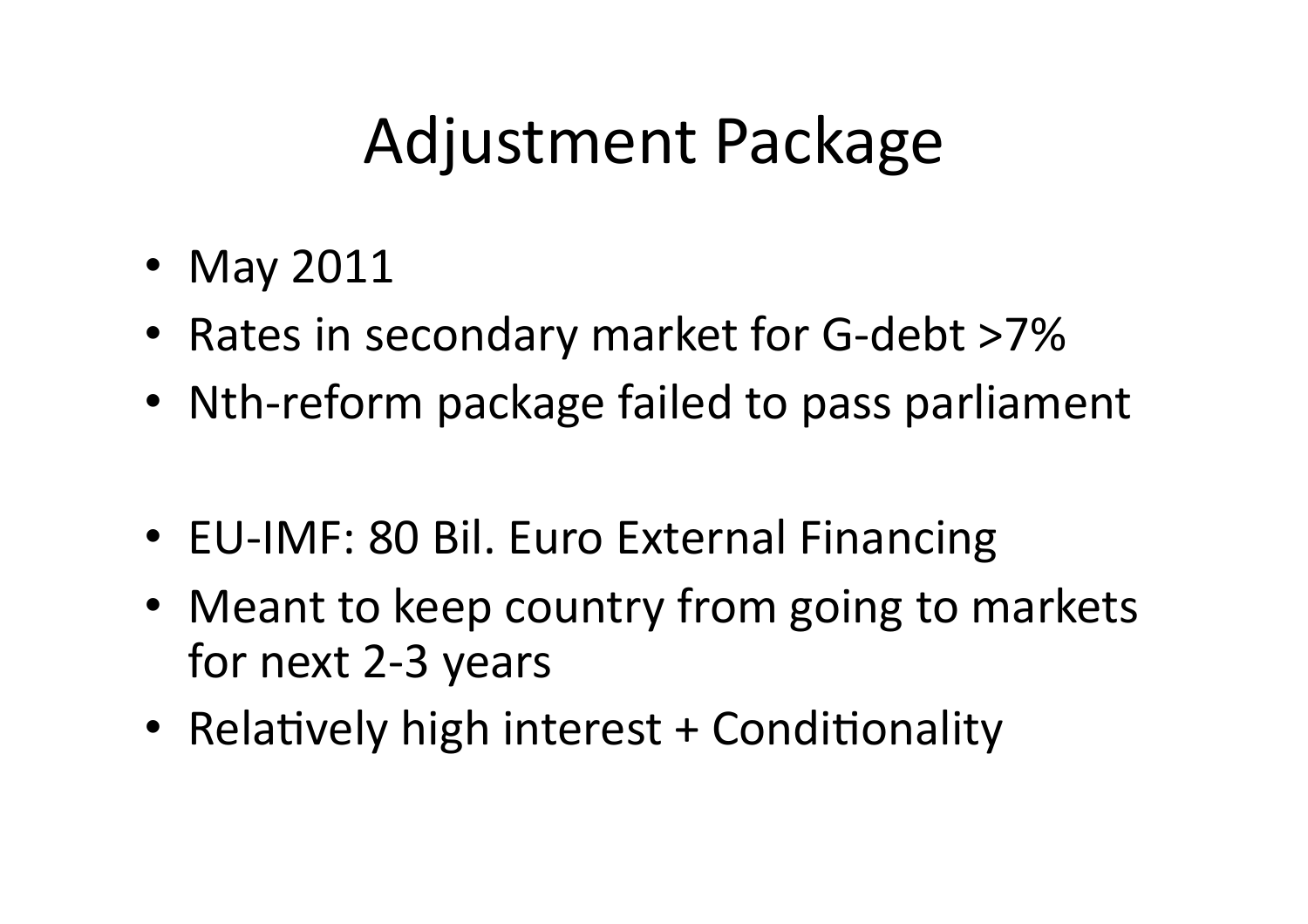# Adjustment Package

- May 2011
- Rates in secondary market for G-debt >7%
- Nth-reform package failed to pass parliament

- EU-IMF: 80 Bil. Euro External Financing
- Meant to keep country from going to markets for next 2-3 years
- Relatively high interest + Conditionality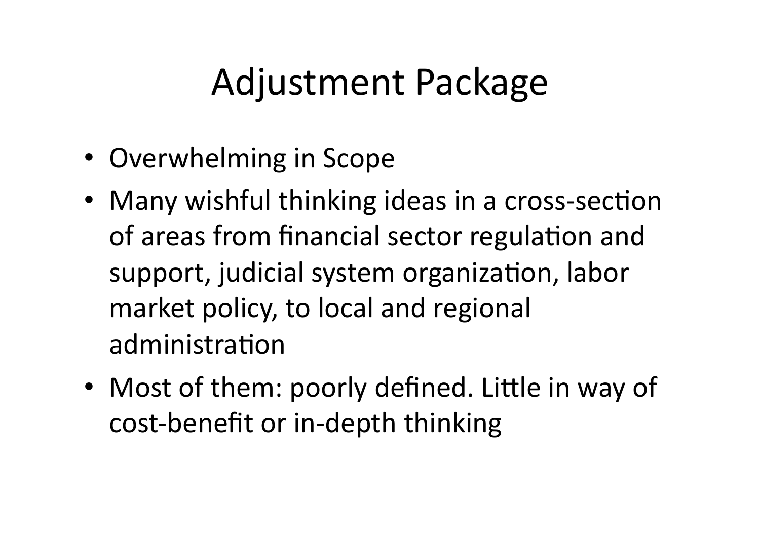# Adjustment Package

- Overwhelming in Scope
- Many wishful thinking ideas in a cross-section of areas from financial sector regulation and support, judicial system organization, labor market policy, to local and regional administration
- Most of them: poorly defined. Little in way of cost-benefit or in-depth thinking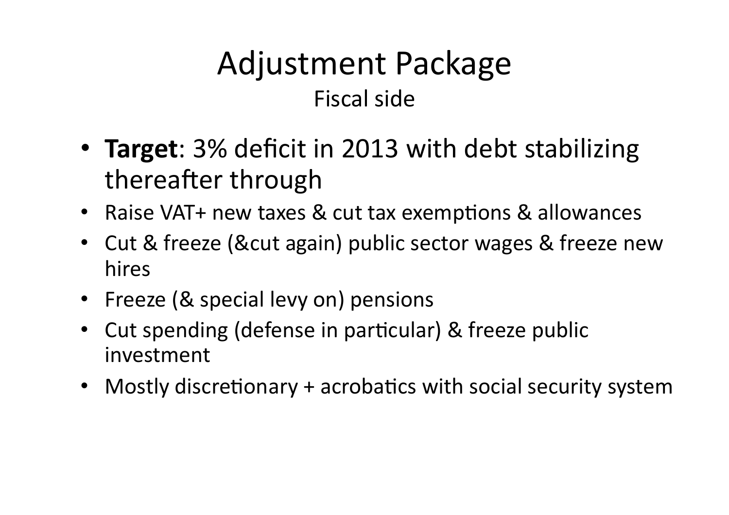# Adjustment Package

## Fiscal side

- **Target**: 3% deficit in 2013 with debt stabilizing thereafter through
- Raise VAT+ new taxes & cut tax exemptions & allowances
- Cut & freeze (&cut again) public sector wages & freeze new hires
- Freeze (& special levy on) pensions
- Cut spending (defense in particular) & freeze public investment
- Mostly discretionary + acrobatics with social security system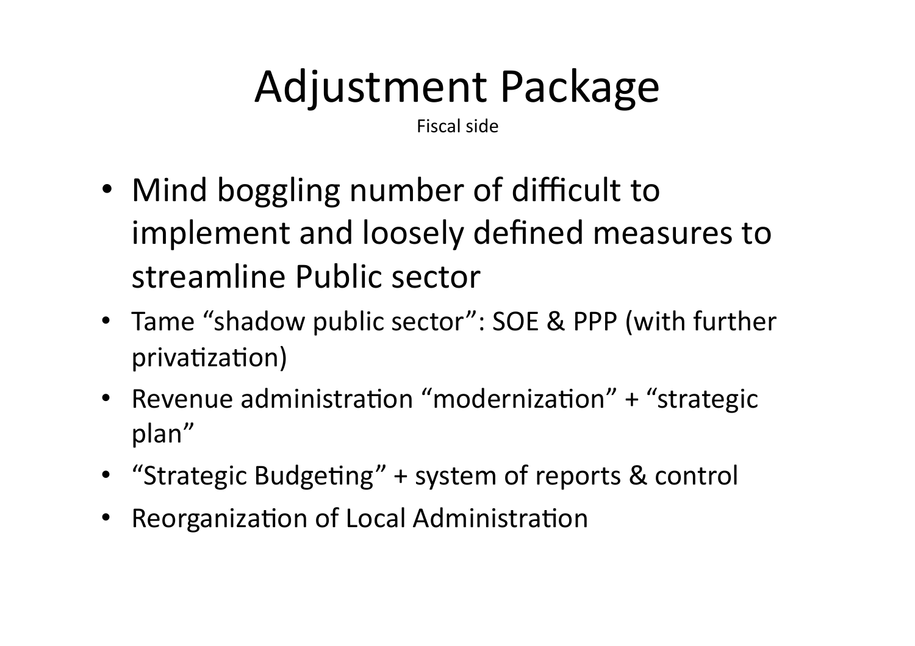# Adjustment Package

Fiscal side

- Mind boggling number of difficult to implement and loosely defined measures to streamline Public sector
- Tame "shadow public sector": SOE & PPP (with further privatization)
- Revenue administration "modernization" + "strategic plan"
- "Strategic Budgeting" + system of reports & control
- Reorganization of Local Administration